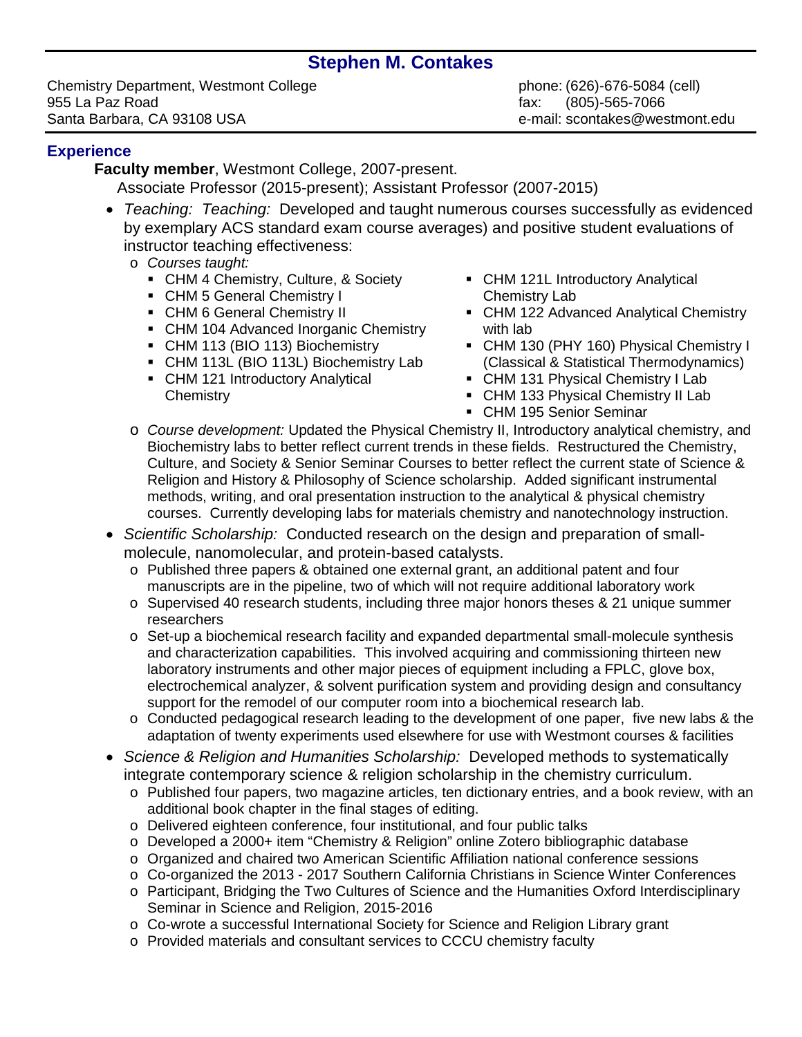# Stephen M. Contakes

Chemistry Department, Westmont College
955 La Paz Road
Santa Barbara, CA 93108 USA

phone: (626)-676-5084 (cell)
fax: (805)-565-7066
e-mail: scontakes@westmont.edu

## Experience

**Faculty member**, Westmont College, 2007-present.
Associate Professor (2015-present); Assistant Professor (2007-2015)

- *Teaching: Teaching:* Developed and taught numerous courses successfully as evidenced by exemplary ACS standard exam course averages) and positive student evaluations of instructor teaching effectiveness:
  - *Courses taught:*
    - CHM 4 Chemistry, Culture, & Society
    - CHM 5 General Chemistry I
    - CHM 6 General Chemistry II
    - CHM 104 Advanced Inorganic Chemistry
    - CHM 113 (BIO 113) Biochemistry
    - CHM 113L (BIO 113L) Biochemistry Lab
    - CHM 121 Introductory Analytical Chemistry
    - CHM 121L Introductory Analytical Chemistry Lab
    - CHM 122 Advanced Analytical Chemistry with lab
    - CHM 130 (PHY 160) Physical Chemistry I (Classical & Statistical Thermodynamics)
    - CHM 131 Physical Chemistry I Lab
    - CHM 133 Physical Chemistry II Lab
    - CHM 195 Senior Seminar
  - *Course development:* Updated the Physical Chemistry II, Introductory analytical chemistry, and Biochemistry labs to better reflect current trends in these fields. Restructured the Chemistry, Culture, and Society & Senior Seminar Courses to better reflect the current state of Science & Religion and History & Philosophy of Science scholarship. Added significant instrumental methods, writing, and oral presentation instruction to the analytical & physical chemistry courses. Currently developing labs for materials chemistry and nanotechnology instruction.
- *Scientific Scholarship:* Conducted research on the design and preparation of small-molecule, nanomolecular, and protein-based catalysts.
  - Published three papers & obtained one external grant, an additional patent and four manuscripts are in the pipeline, two of which will not require additional laboratory work
  - Supervised 40 research students, including three major honors theses & 21 unique summer researchers
  - Set-up a biochemical research facility and expanded departmental small-molecule synthesis and characterization capabilities. This involved acquiring and commissioning thirteen new laboratory instruments and other major pieces of equipment including a FPLC, glove box, electrochemical analyzer, & solvent purification system and providing design and consultancy support for the remodel of our computer room into a biochemical research lab.
  - Conducted pedagogical research leading to the development of one paper, five new labs & the adaptation of twenty experiments used elsewhere for use with Westmont courses & facilities
- *Science & Religion and Humanities Scholarship:* Developed methods to systematically integrate contemporary science & religion scholarship in the chemistry curriculum.
  - Published four papers, two magazine articles, ten dictionary entries, and a book review, with an additional book chapter in the final stages of editing.
  - Delivered eighteen conference, four institutional, and four public talks
  - Developed a 2000+ item "Chemistry & Religion" online Zotero bibliographic database
  - Organized and chaired two American Scientific Affiliation national conference sessions
  - Co-organized the 2013 - 2017 Southern California Christians in Science Winter Conferences
  - Participant, Bridging the Two Cultures of Science and the Humanities Oxford Interdisciplinary Seminar in Science and Religion, 2015-2016
  - Co-wrote a successful International Society for Science and Religion Library grant
  - Provided materials and consultant services to CCCU chemistry faculty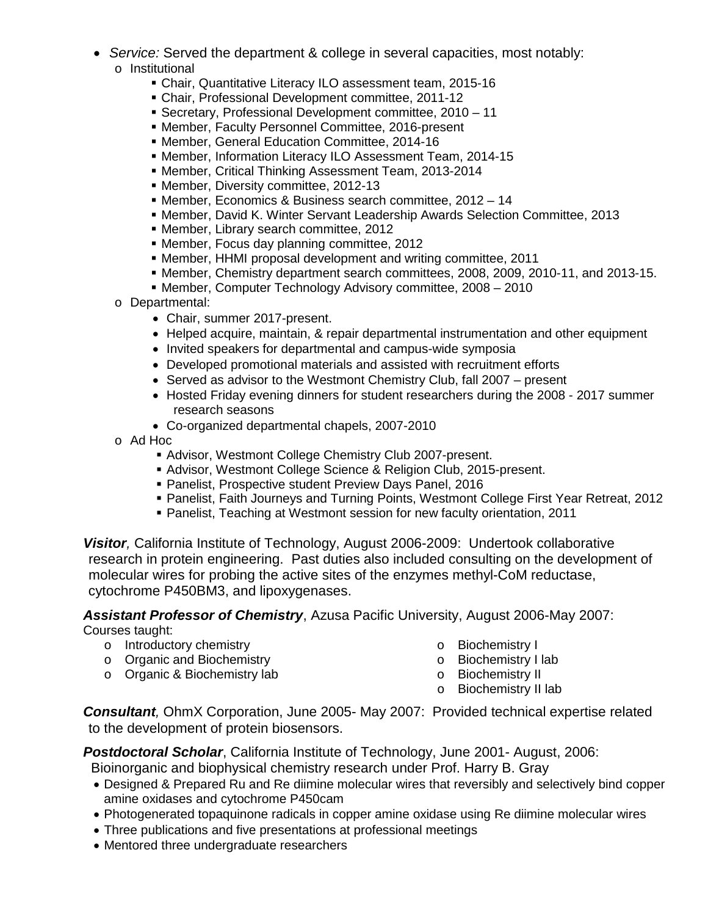- *Service:* Served the department & college in several capacities, most notably:
  - Institutional
    - Chair, Quantitative Literacy ILO assessment team, 2015-16
    - Chair, Professional Development committee, 2011-12
    - Secretary, Professional Development committee, 2010 – 11
    - Member, Faculty Personnel Committee, 2016-present
    - Member, General Education Committee, 2014-16
    - Member, Information Literacy ILO Assessment Team, 2014-15
    - Member, Critical Thinking Assessment Team, 2013-2014
    - Member, Diversity committee, 2012-13
    - Member, Economics & Business search committee, 2012 – 14
    - Member, David K. Winter Servant Leadership Awards Selection Committee, 2013
    - Member, Library search committee, 2012
    - Member, Focus day planning committee, 2012
    - Member, HHMI proposal development and writing committee, 2011
    - Member, Chemistry department search committees, 2008, 2009, 2010-11, and 2013-15.
    - Member, Computer Technology Advisory committee, 2008 – 2010
  - Departmental:
    - Chair, summer 2017-present.
    - Helped acquire, maintain, & repair departmental instrumentation and other equipment
    - Invited speakers for departmental and campus-wide symposia
    - Developed promotional materials and assisted with recruitment efforts
    - Served as advisor to the Westmont Chemistry Club, fall 2007 – present
    - Hosted Friday evening dinners for student researchers during the 2008 - 2017 summer research seasons
    - Co-organized departmental chapels, 2007-2010
  - Ad Hoc
    - Advisor, Westmont College Chemistry Club 2007-present.
    - Advisor, Westmont College Science & Religion Club, 2015-present.
    - Panelist, Prospective student Preview Days Panel, 2016
    - Panelist, Faith Journeys and Turning Points, Westmont College First Year Retreat, 2012
    - Panelist, Teaching at Westmont session for new faculty orientation, 2011

***Visitor***, California Institute of Technology, August 2006-2009: Undertook collaborative research in protein engineering. Past duties also included consulting on the development of molecular wires for probing the active sites of the enzymes methyl-CoM reductase, cytochrome P450BM3, and lipoxygenases.

***Assistant Professor of Chemistry***, Azusa Pacific University, August 2006-May 2007:
Courses taught:

- Introductory chemistry
- Organic and Biochemistry
- Organic & Biochemistry lab
- Biochemistry I
- Biochemistry I lab
- Biochemistry II
- Biochemistry II lab

***Consultant***, OhmX Corporation, June 2005- May 2007: Provided technical expertise related to the development of protein biosensors.

***Postdoctoral Scholar***, California Institute of Technology, June 2001- August, 2006:
Bioinorganic and biophysical chemistry research under Prof. Harry B. Gray

- Designed & Prepared Ru and Re diimine molecular wires that reversibly and selectively bind copper amine oxidases and cytochrome P450cam
- Photogenerated topaquinone radicals in copper amine oxidase using Re diimine molecular wires
- Three publications and five presentations at professional meetings
- Mentored three undergraduate researchers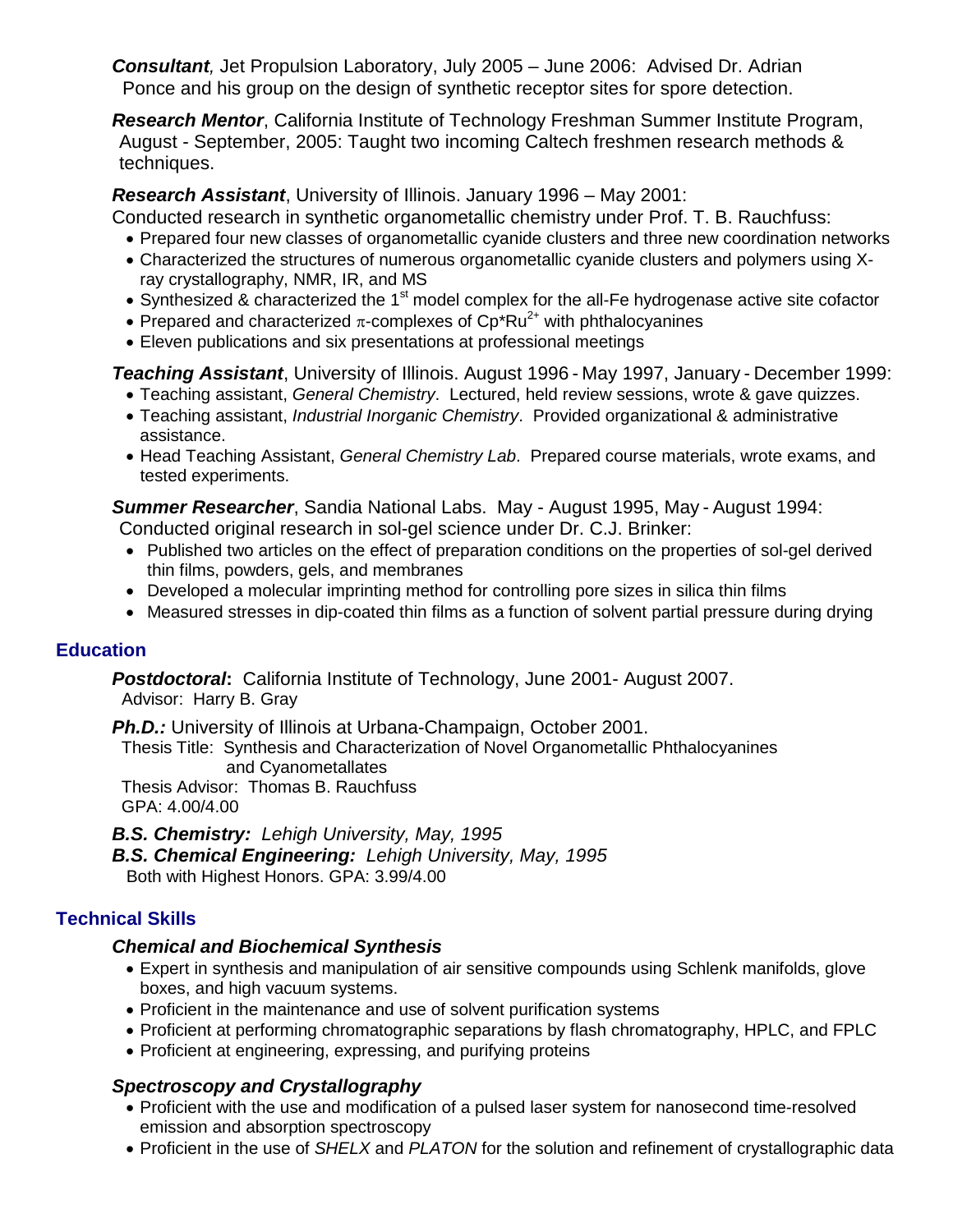***Consultant***, Jet Propulsion Laboratory, July 2005 – June 2006: Advised Dr. Adrian Ponce and his group on the design of synthetic receptor sites for spore detection.

***Research Mentor***, California Institute of Technology Freshman Summer Institute Program, August - September, 2005: Taught two incoming Caltech freshmen research methods & techniques.

***Research Assistant***, University of Illinois. January 1996 – May 2001:
Conducted research in synthetic organometallic chemistry under Prof. T. B. Rauchfuss:

- Prepared four new classes of organometallic cyanide clusters and three new coordination networks
- Characterized the structures of numerous organometallic cyanide clusters and polymers using X-ray crystallography, NMR, IR, and MS
- Synthesized & characterized the 1st model complex for the all-Fe hydrogenase active site cofactor
- Prepared and characterized $\pi$-complexes of $Cp^*Ru^{2+}$ with phthalocyanines
- Eleven publications and six presentations at professional meetings

***Teaching Assistant***, University of Illinois. August 1996 - May 1997, January - December 1999:

- Teaching assistant, *General Chemistry*. Lectured, held review sessions, wrote & gave quizzes.
- Teaching assistant, *Industrial Inorganic Chemistry*. Provided organizational & administrative assistance.
- Head Teaching Assistant, *General Chemistry Lab*. Prepared course materials, wrote exams, and tested experiments.

***Summer Researcher***, Sandia National Labs. May - August 1995, May - August 1994:
Conducted original research in sol-gel science under Dr. C.J. Brinker:

- Published two articles on the effect of preparation conditions on the properties of sol-gel derived thin films, powders, gels, and membranes
- Developed a molecular imprinting method for controlling pore sizes in silica thin films
- Measured stresses in dip-coated thin films as a function of solvent partial pressure during drying

## Education

***Postdoctoral*:** California Institute of Technology, June 2001- August 2007.
Advisor: Harry B. Gray

***Ph.D.:*** University of Illinois at Urbana-Champaign, October 2001.
Thesis Title: Synthesis and Characterization of Novel Organometallic Phthalocyanines and Cyanometallates
Thesis Advisor: Thomas B. Rauchfuss
GPA: 4.00/4.00

***B.S. Chemistry:*** *Lehigh University, May, 1995*
***B.S. Chemical Engineering:*** *Lehigh University, May, 1995*
Both with Highest Honors. GPA: 3.99/4.00

## Technical Skills

### *Chemical and Biochemical Synthesis*

- Expert in synthesis and manipulation of air sensitive compounds using Schlenk manifolds, glove boxes, and high vacuum systems.
- Proficient in the maintenance and use of solvent purification systems
- Proficient at performing chromatographic separations by flash chromatography, HPLC, and FPLC
- Proficient at engineering, expressing, and purifying proteins

### *Spectroscopy and Crystallography*

- Proficient with the use and modification of a pulsed laser system for nanosecond time-resolved emission and absorption spectroscopy
- Proficient in the use of *SHELX* and *PLATON* for the solution and refinement of crystallographic data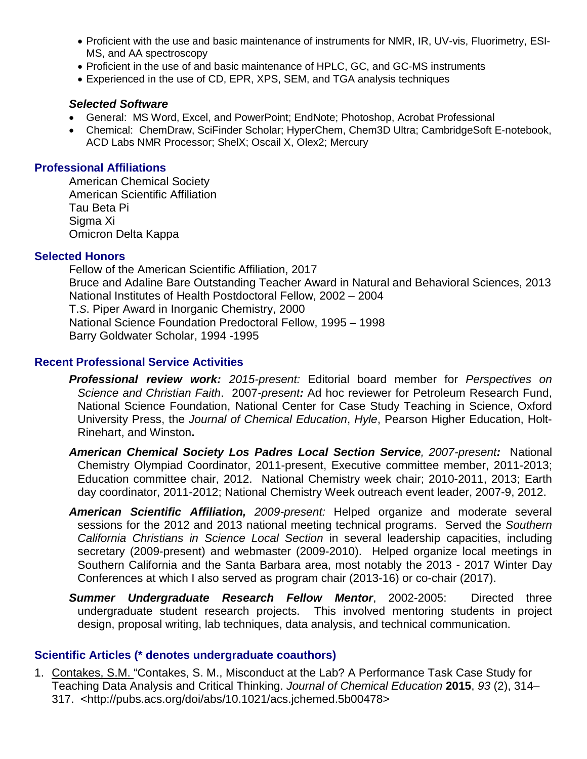- Proficient with the use and basic maintenance of instruments for NMR, IR, UV-vis, Fluorimetry, ESI-MS, and AA spectroscopy
- Proficient in the use of and basic maintenance of HPLC, GC, and GC-MS instruments
- Experienced in the use of CD, EPR, XPS, SEM, and TGA analysis techniques

### *Selected Software*

- General: MS Word, Excel, and PowerPoint; EndNote; Photoshop, Acrobat Professional
- Chemical: ChemDraw, SciFinder Scholar; HyperChem, Chem3D Ultra; CambridgeSoft E-notebook, ACD Labs NMR Processor; ShelX; Oscail X, Olex2; Mercury

## Professional Affiliations

American Chemical Society
American Scientific Affiliation
Tau Beta Pi
Sigma Xi
Omicron Delta Kappa

## Selected Honors

Fellow of the American Scientific Affiliation, 2017
Bruce and Adaline Bare Outstanding Teacher Award in Natural and Behavioral Sciences, 2013
National Institutes of Health Postdoctoral Fellow, 2002 – 2004
T.*S*. Piper Award in Inorganic Chemistry, 2000
National Science Foundation Predoctoral Fellow, 1995 – 1998
Barry Goldwater Scholar, 1994 -1995

## Recent Professional Service Activities

***Professional review work:*** *2015-present:* Editorial board member for *Perspectives on Science and Christian Faith*. 2007-*present:* Ad hoc reviewer for Petroleum Research Fund, National Science Foundation, National Center for Case Study Teaching in Science, Oxford University Press, the *Journal of Chemical Education*, *Hyle*, Pearson Higher Education, Holt-Rinehart, and Winston**.**

***American Chemical Society Los Padres Local Section Service**, 2007-present:* National Chemistry Olympiad Coordinator, 2011-present, Executive committee member, 2011-2013; Education committee chair, 2012. National Chemistry week chair; 2010-2011, 2013; Earth day coordinator, 2011-2012; National Chemistry Week outreach event leader, 2007-9, 2012.

***American Scientific Affiliation,*** *2009-present:* Helped organize and moderate several sessions for the 2012 and 2013 national meeting technical programs. Served the *Southern California Christians in Science Local Section* in several leadership capacities, including secretary (2009-present) and webmaster (2009-2010). Helped organize local meetings in Southern California and the Santa Barbara area, most notably the 2013 - 2017 Winter Day Conferences at which I also served as program chair (2013-16) or co-chair (2017).

***Summer Undergraduate Research Fellow Mentor***, 2002-2005: Directed three undergraduate student research projects. This involved mentoring students in project design, proposal writing, lab techniques, data analysis, and technical communication.

## Scientific Articles (* denotes undergraduate coauthors)

1. Contakes, S.M. "Contakes, S. M., Misconduct at the Lab? A Performance Task Case Study for Teaching Data Analysis and Critical Thinking. *Journal of Chemical Education* **2015**, *93* (2), 314–317. <http://pubs.acs.org/doi/abs/10.1021/acs.jchemed.5b00478>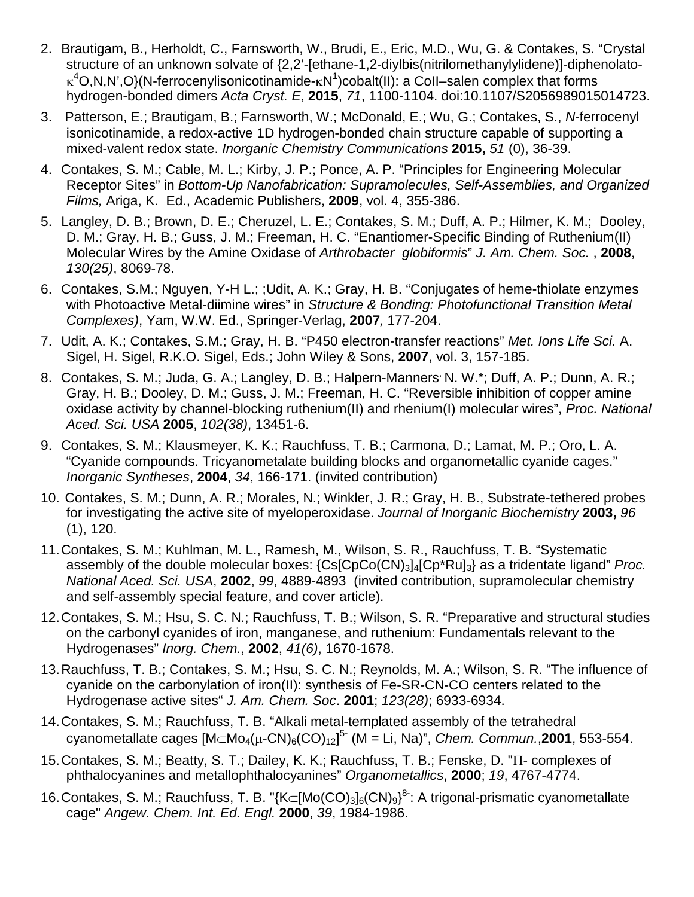2. Brautigam, B., Herholdt, C., Farnsworth, W., Brudi, E., Eric, M.D., Wu, G. & Contakes, S. "Crystal structure of an unknown solvate of {2,2'-[ethane-1,2-diylbis(nitrilomethanylylidene)]-diphenolato-$\kappa^4$O,N,N',O}(N-ferrocenylisonicotinamide-$\kappa N^1$)cobalt(II): a CoII–salen complex that forms hydrogen-bonded dimers *Acta Cryst. E*, **2015**, *71*, 1100-1104. doi:10.1107/S2056989015014723.

3. Patterson, E.; Brautigam, B.; Farnsworth, W.; McDonald, E.; Wu, G.; Contakes, S., *N*-ferrocenyl isonicotinamide, a redox-active 1D hydrogen-bonded chain structure capable of supporting a mixed-valent redox state. *Inorganic Chemistry Communications* **2015,** *51* (0), 36-39.

4. Contakes, S. M.; Cable, M. L.; Kirby, J. P.; Ponce, A. P. "Principles for Engineering Molecular Receptor Sites" in *Bottom-Up Nanofabrication: Supramolecules, Self-Assemblies, and Organized Films,* Ariga, K. Ed., Academic Publishers, **2009**, vol. 4, 355-386.

5. Langley, D. B.; Brown, D. E.; Cheruzel, L. E.; Contakes, S. M.; Duff, A. P.; Hilmer, K. M.; Dooley, D. M.; Gray, H. B.; Guss, J. M.; Freeman, H. C. "Enantiomer-Specific Binding of Ruthenium(II) Molecular Wires by the Amine Oxidase of *Arthrobacter globiformis*" *J. Am. Chem. Soc.* , **2008**, *130(25)*, 8069-78.

6. Contakes, S.M.; Nguyen, Y-H L.; ;Udit, A. K.; Gray, H. B. "Conjugates of heme-thiolate enzymes with Photoactive Metal-diimine wires" in *Structure & Bonding: Photofunctional Transition Metal Complexes)*, Yam, W.W. Ed., Springer-Verlag, **2007***,* 177-204.

7. Udit, A. K.; Contakes, S.M.; Gray, H. B. "P450 electron-transfer reactions" *Met. Ions Life Sci.* A. Sigel, H. Sigel, R.K.O. Sigel, Eds.; John Wiley & Sons, **2007**, vol. 3, 157-185.

8. Contakes, S. M.; Juda, G. A.; Langley, D. B.; Halpern-Manners, N. W.*; Duff, A. P.; Dunn, A. R.; Gray, H. B.; Dooley, D. M.; Guss, J. M.; Freeman, H. C. "Reversible inhibition of copper amine oxidase activity by channel-blocking ruthenium(II) and rhenium(I) molecular wires", *Proc. National Aced. Sci. USA* **2005**, *102(38)*, 13451-6.

9. Contakes, S. M.; Klausmeyer, K. K.; Rauchfuss, T. B.; Carmona, D.; Lamat, M. P.; Oro, L. A. "Cyanide compounds. Tricyanometalate building blocks and organometallic cyanide cages." *Inorganic Syntheses*, **2004**, *34*, 166-171. (invited contribution)

10. Contakes, S. M.; Dunn, A. R.; Morales, N.; Winkler, J. R.; Gray, H. B., Substrate-tethered probes for investigating the active site of myeloperoxidase. *Journal of Inorganic Biochemistry* **2003,** *96* (1), 120.

11. Contakes, S. M.; Kuhlman, M. L., Ramesh, M., Wilson, S. R., Rauchfuss, T. B. "Systematic assembly of the double molecular boxes: $\{Cs[CpCo(CN)_3]_4[Cp^*Ru]_3\}$ as a tridentate ligand" *Proc. National Aced. Sci. USA*, **2002**, *99*, 4889-4893 (invited contribution, supramolecular chemistry and self-assembly special feature, and cover article).

12. Contakes, S. M.; Hsu, S. C. N.; Rauchfuss, T. B.; Wilson, S. R. "Preparative and structural studies on the carbonyl cyanides of iron, manganese, and ruthenium: Fundamentals relevant to the Hydrogenases" *Inorg. Chem.*, **2002**, *41(6)*, 1670-1678.

13. Rauchfuss, T. B.; Contakes, S. M.; Hsu, S. C. N.; Reynolds, M. A.; Wilson, S. R. "The influence of cyanide on the carbonylation of iron(II): synthesis of Fe-SR-CN-CO centers related to the Hydrogenase active sites" *J. Am. Chem. Soc*. **2001**; *123(28)*; 6933-6934.

14. Contakes, S. M.; Rauchfuss, T. B. "Alkali metal-templated assembly of the tetrahedral cyanometallate cages $[M{\subset}Mo_4(\mu\text{-}CN)_6(CO)_{12}]^{5-}$ (M = Li, Na)", *Chem. Commun.*,**2001**, 553-554.

15. Contakes, S. M.; Beatty, S. T.; Dailey, K. K.; Rauchfuss, T. B.; Fenske, D. "Π- complexes of phthalocyanines and metallophthalocyanines" *Organometallics*, **2000**; *19*, 4767-4774.

16. Contakes, S. M.; Rauchfuss, T. B. "$\{K{\subset}[Mo(CO)_3]_6(CN)_9\}^{8-}$: A trigonal-prismatic cyanometallate cage" *Angew. Chem. Int. Ed. Engl.* **2000**, *39*, 1984-1986.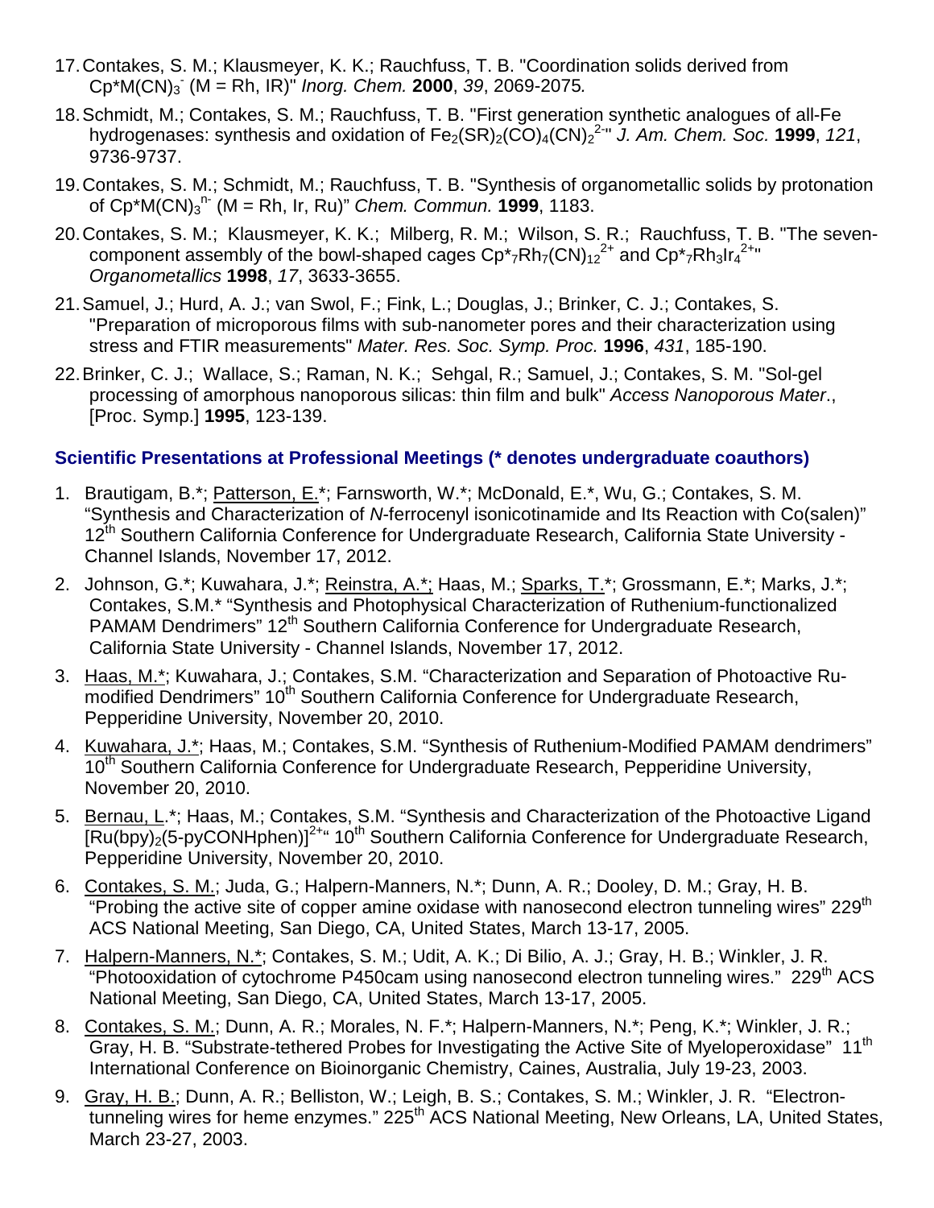17. Contakes, S. M.; Klausmeyer, K. K.; Rauchfuss, T. B. "Coordination solids derived from $Cp^{*}M(CN)_3^-$ (M = Rh, IR)" *Inorg. Chem.* **2000**, *39*, 2069-2075*.*

18. Schmidt, M.; Contakes, S. M.; Rauchfuss, T. B. "First generation synthetic analogues of all-Fe hydrogenases: synthesis and oxidation of $Fe_2(SR)_2(CO)_4(CN)_2^{2-}$" *J. Am. Chem. Soc.* **1999**, *121*, 9736-9737.

19. Contakes, S. M.; Schmidt, M.; Rauchfuss, T. B. "Synthesis of organometallic solids by protonation of $Cp^{*}M(CN)_3^{n-}$ (M = Rh, Ir, Ru)" *Chem. Commun.* **1999**, 1183.

20. Contakes, S. M.; Klausmeyer, K. K.; Milberg, R. M.; Wilson, S. R.; Rauchfuss, T. B. "The seven-component assembly of the bowl-shaped cages $Cp^{*}_7Rh_7(CN)_{12}^{2+}$ and $Cp^{*}_7Rh_3Ir_4^{2+}$" *Organometallics* **1998**, *17*, 3633-3655.

21. Samuel, J.; Hurd, A. J.; van Swol, F.; Fink, L.; Douglas, J.; Brinker, C. J.; Contakes, S. "Preparation of microporous films with sub-nanometer pores and their characterization using stress and FTIR measurements" *Mater. Res. Soc. Symp. Proc.* **1996**, *431*, 185-190.

22. Brinker, C. J.; Wallace, S.; Raman, N. K.; Sehgal, R.; Samuel, J.; Contakes, S. M. "Sol-gel processing of amorphous nanoporous silicas: thin film and bulk" *Access Nanoporous Mater.*, [Proc. Symp.] **1995**, 123-139.

### Scientific Presentations at Professional Meetings (* denotes undergraduate coauthors)

1. Brautigam, B.*; Patterson, E.*; Farnsworth, W.*; McDonald, E.*, Wu, G.; Contakes, S. M. "Synthesis and Characterization of *N*-ferrocenyl isonicotinamide and Its Reaction with Co(salen)" 12$^{th}$ Southern California Conference for Undergraduate Research, California State University - Channel Islands, November 17, 2012.

2. Johnson, G.*; Kuwahara, J.*; Reinstra, A.*; Haas, M.; Sparks, T.*; Grossmann, E.*; Marks, J.*; Contakes, S.M.* "Synthesis and Photophysical Characterization of Ruthenium-functionalized PAMAM Dendrimers" 12$^{th}$ Southern California Conference for Undergraduate Research, California State University - Channel Islands, November 17, 2012.

3. Haas, M.*; Kuwahara, J.; Contakes, S.M. "Characterization and Separation of Photoactive Ru-modified Dendrimers" 10$^{th}$ Southern California Conference for Undergraduate Research, Pepperidine University, November 20, 2010.

4. Kuwahara, J.*; Haas, M.; Contakes, S.M. "Synthesis of Ruthenium-Modified PAMAM dendrimers" 10$^{th}$ Southern California Conference for Undergraduate Research, Pepperidine University, November 20, 2010.

5. Bernau, L.*; Haas, M.; Contakes, S.M. "Synthesis and Characterization of the Photoactive Ligand $[Ru(bpy)_2(5\text{-}pyCONHphen)]^{2+}$" 10$^{th}$ Southern California Conference for Undergraduate Research, Pepperidine University, November 20, 2010.

6. Contakes, S. M.; Juda, G.; Halpern-Manners, N.*; Dunn, A. R.; Dooley, D. M.; Gray, H. B. "Probing the active site of copper amine oxidase with nanosecond electron tunneling wires" 229$^{th}$ ACS National Meeting, San Diego, CA, United States, March 13-17, 2005.

7. Halpern-Manners, N.*; Contakes, S. M.; Udit, A. K.; Di Bilio, A. J.; Gray, H. B.; Winkler, J. R. "Photooxidation of cytochrome P450cam using nanosecond electron tunneling wires." 229$^{th}$ ACS National Meeting, San Diego, CA, United States, March 13-17, 2005.

8. Contakes, S. M.; Dunn, A. R.; Morales, N. F.*; Halpern-Manners, N.*; Peng, K.*; Winkler, J. R.; Gray, H. B. "Substrate-tethered Probes for Investigating the Active Site of Myeloperoxidase" 11$^{th}$ International Conference on Bioinorganic Chemistry, Caines, Australia, July 19-23, 2003.

9. Gray, H. B.; Dunn, A. R.; Belliston, W.; Leigh, B. S.; Contakes, S. M.; Winkler, J. R. "Electron-tunneling wires for heme enzymes." 225$^{th}$ ACS National Meeting, New Orleans, LA, United States, March 23-27, 2003.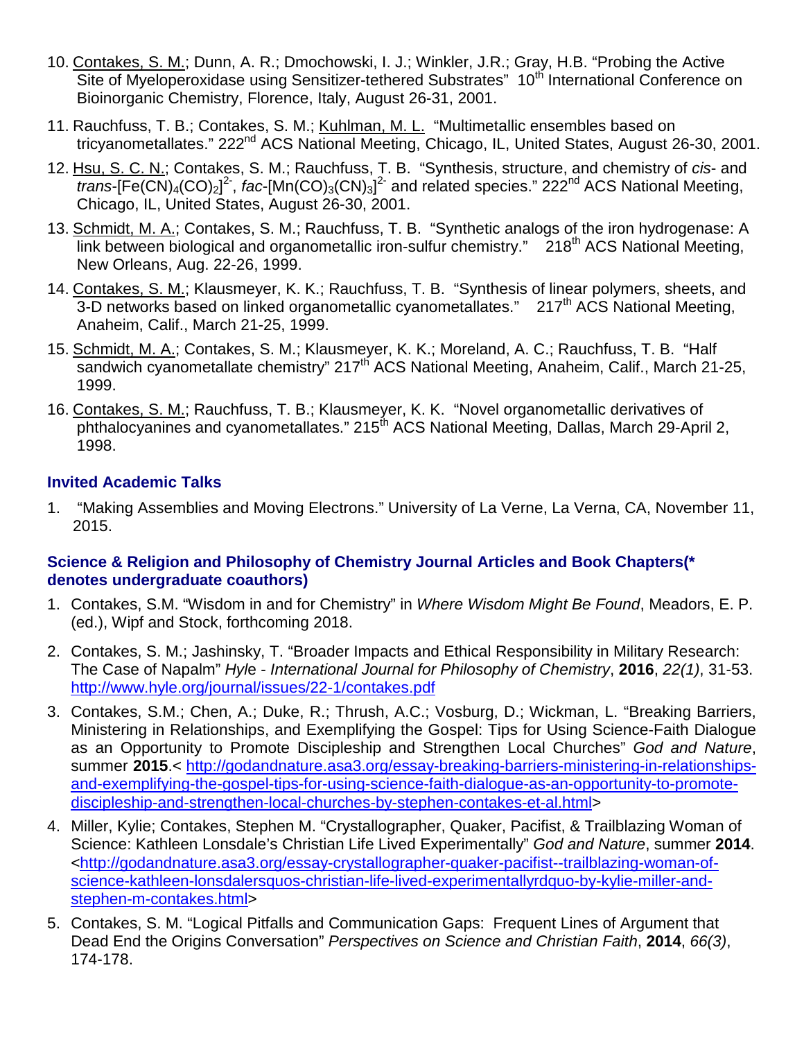10. Contakes, S. M.; Dunn, A. R.; Dmochowski, I. J.; Winkler, J.R.; Gray, H.B. "Probing the Active Site of Myeloperoxidase using Sensitizer-tethered Substrates" 10th International Conference on Bioinorganic Chemistry, Florence, Italy, August 26-31, 2001.

11. Rauchfuss, T. B.; Contakes, S. M.; Kuhlman, M. L. "Multimetallic ensembles based on tricyanometallates." 222nd ACS National Meeting, Chicago, IL, United States, August 26-30, 2001.

12. Hsu, S. C. N.; Contakes, S. M.; Rauchfuss, T. B. "Synthesis, structure, and chemistry of *cis*- and *trans*-$[Fe(CN)_4(CO)_2]^{2-}$, *fac*-$[Mn(CO)_3(CN)_3]^{2-}$ and related species." 222nd ACS National Meeting, Chicago, IL, United States, August 26-30, 2001.

13. Schmidt, M. A.; Contakes, S. M.; Rauchfuss, T. B. "Synthetic analogs of the iron hydrogenase: A link between biological and organometallic iron-sulfur chemistry." 218th ACS National Meeting, New Orleans, Aug. 22-26, 1999.

14. Contakes, S. M.; Klausmeyer, K. K.; Rauchfuss, T. B. "Synthesis of linear polymers, sheets, and 3-D networks based on linked organometallic cyanometallates." 217th ACS National Meeting, Anaheim, Calif., March 21-25, 1999.

15. Schmidt, M. A.; Contakes, S. M.; Klausmeyer, K. K.; Moreland, A. C.; Rauchfuss, T. B. "Half sandwich cyanometallate chemistry" 217th ACS National Meeting, Anaheim, Calif., March 21-25, 1999.

16. Contakes, S. M.; Rauchfuss, T. B.; Klausmeyer, K. K. "Novel organometallic derivatives of phthalocyanines and cyanometallates." 215th ACS National Meeting, Dallas, March 29-April 2, 1998.

### Invited Academic Talks

1. "Making Assemblies and Moving Electrons." University of La Verne, La Verna, CA, November 11, 2015.

### Science & Religion and Philosophy of Chemistry Journal Articles and Book Chapters(* denotes undergraduate coauthors)

1. Contakes, S.M. "Wisdom in and for Chemistry" in *Where Wisdom Might Be Found*, Meadors, E. P. (ed.), Wipf and Stock, forthcoming 2018.

2. Contakes, S. M.; Jashinsky, T. "Broader Impacts and Ethical Responsibility in Military Research: The Case of Napalm" *Hyle - International Journal for Philosophy of Chemistry*, **2016**, *22(1)*, 31-53. http://www.hyle.org/journal/issues/22-1/contakes.pdf

3. Contakes, S.M.; Chen, A.; Duke, R.; Thrush, A.C.; Vosburg, D.; Wickman, L. "Breaking Barriers, Ministering in Relationships, and Exemplifying the Gospel: Tips for Using Science-Faith Dialogue as an Opportunity to Promote Discipleship and Strengthen Local Churches" *God and Nature*, summer **2015**.< http://godandnature.asa3.org/essay-breaking-barriers-ministering-in-relationships-and-exemplifying-the-gospel-tips-for-using-science-faith-dialogue-as-an-opportunity-to-promote-discipleship-and-strengthen-local-churches-by-stephen-contakes-et-al.html>

4. Miller, Kylie; Contakes, Stephen M. "Crystallographer, Quaker, Pacifist, & Trailblazing Woman of Science: Kathleen Lonsdale's Christian Life Lived Experimentally" *God and Nature*, summer **2014**. <http://godandnature.asa3.org/essay-crystallographer-quaker-pacifist--trailblazing-woman-of-science-kathleen-lonsdalersquos-christian-life-lived-experimentallyrdquo-by-kylie-miller-and-stephen-m-contakes.html>

5. Contakes, S. M. "Logical Pitfalls and Communication Gaps: Frequent Lines of Argument that Dead End the Origins Conversation" *Perspectives on Science and Christian Faith*, **2014**, *66(3)*, 174-178.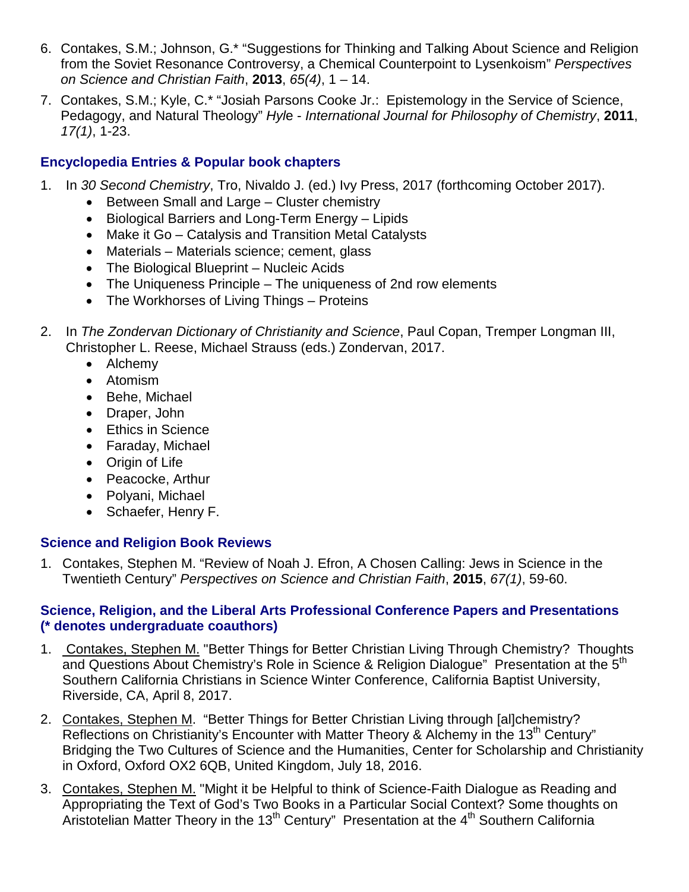6. Contakes, S.M.; Johnson, G.* "Suggestions for Thinking and Talking About Science and Religion from the Soviet Resonance Controversy, a Chemical Counterpoint to Lysenkoism" *Perspectives on Science and Christian Faith*, **2013**, *65(4)*, 1 – 14.
7. Contakes, S.M.; Kyle, C.* "Josiah Parsons Cooke Jr.: Epistemology in the Service of Science, Pedagogy, and Natural Theology" *Hyle - International Journal for Philosophy of Chemistry*, **2011**, *17(1)*, 1-23.

### Encyclopedia Entries & Popular book chapters

1. In *30 Second Chemistry*, Tro, Nivaldo J. (ed.) Ivy Press, 2017 (forthcoming October 2017).
   - Between Small and Large – Cluster chemistry
   - Biological Barriers and Long-Term Energy – Lipids
   - Make it Go – Catalysis and Transition Metal Catalysts
   - Materials – Materials science; cement, glass
   - The Biological Blueprint – Nucleic Acids
   - The Uniqueness Principle – The uniqueness of 2nd row elements
   - The Workhorses of Living Things – Proteins
2. In *The Zondervan Dictionary of Christianity and Science*, Paul Copan, Tremper Longman III, Christopher L. Reese, Michael Strauss (eds.) Zondervan, 2017.
   - Alchemy
   - Atomism
   - Behe, Michael
   - Draper, John
   - Ethics in Science
   - Faraday, Michael
   - Origin of Life
   - Peacocke, Arthur
   - Polyani, Michael
   - Schaefer, Henry F.

### Science and Religion Book Reviews

1. Contakes, Stephen M. "Review of Noah J. Efron, A Chosen Calling: Jews in Science in the Twentieth Century" *Perspectives on Science and Christian Faith*, **2015**, *67(1)*, 59-60.

### Science, Religion, and the Liberal Arts Professional Conference Papers and Presentations (* denotes undergraduate coauthors)

1. Contakes, Stephen M. "Better Things for Better Christian Living Through Chemistry? Thoughts and Questions About Chemistry's Role in Science & Religion Dialogue" Presentation at the 5th Southern California Christians in Science Winter Conference, California Baptist University, Riverside, CA, April 8, 2017.
2. Contakes, Stephen M. "Better Things for Better Christian Living through [al]chemistry? Reflections on Christianity's Encounter with Matter Theory & Alchemy in the 13th Century" Bridging the Two Cultures of Science and the Humanities, Center for Scholarship and Christianity in Oxford, Oxford OX2 6QB, United Kingdom, July 18, 2016.
3. Contakes, Stephen M. "Might it be Helpful to think of Science-Faith Dialogue as Reading and Appropriating the Text of God's Two Books in a Particular Social Context? Some thoughts on Aristotelian Matter Theory in the 13th Century" Presentation at the 4th Southern California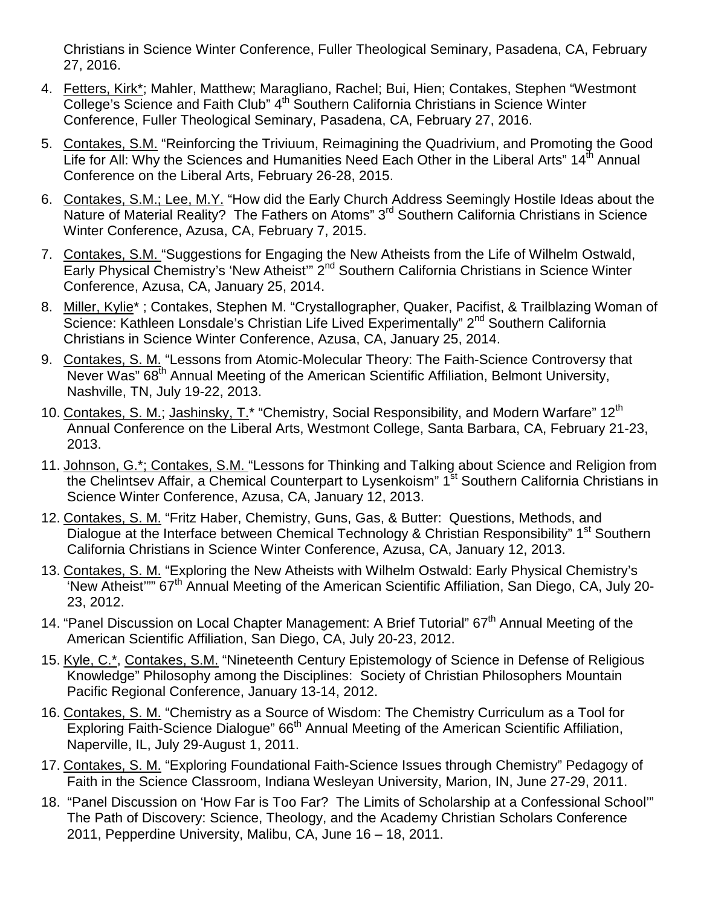Christians in Science Winter Conference, Fuller Theological Seminary, Pasadena, CA, February 27, 2016.

4. Fetters, Kirk*; Mahler, Matthew; Maragliano, Rachel; Bui, Hien; Contakes, Stephen "Westmont College's Science and Faith Club" 4th Southern California Christians in Science Winter Conference, Fuller Theological Seminary, Pasadena, CA, February 27, 2016.
5. Contakes, S.M. "Reinforcing the Triviuum, Reimagining the Quadrivium, and Promoting the Good Life for All: Why the Sciences and Humanities Need Each Other in the Liberal Arts" 14th Annual Conference on the Liberal Arts, February 26-28, 2015.
6. Contakes, S.M.; Lee, M.Y. "How did the Early Church Address Seemingly Hostile Ideas about the Nature of Material Reality? The Fathers on Atoms" 3rd Southern California Christians in Science Winter Conference, Azusa, CA, February 7, 2015.
7. Contakes, S.M. "Suggestions for Engaging the New Atheists from the Life of Wilhelm Ostwald, Early Physical Chemistry's 'New Atheist'" 2nd Southern California Christians in Science Winter Conference, Azusa, CA, January 25, 2014.
8. Miller, Kylie* ; Contakes, Stephen M. "Crystallographer, Quaker, Pacifist, & Trailblazing Woman of Science: Kathleen Lonsdale's Christian Life Lived Experimentally" 2nd Southern California Christians in Science Winter Conference, Azusa, CA, January 25, 2014.
9. Contakes, S. M. "Lessons from Atomic-Molecular Theory: The Faith-Science Controversy that Never Was" 68th Annual Meeting of the American Scientific Affiliation, Belmont University, Nashville, TN, July 19-22, 2013.
10. Contakes, S. M.; Jashinsky, T.* "Chemistry, Social Responsibility, and Modern Warfare" 12th Annual Conference on the Liberal Arts, Westmont College, Santa Barbara, CA, February 21-23, 2013.
11. Johnson, G.*; Contakes, S.M. "Lessons for Thinking and Talking about Science and Religion from the Chelintsev Affair, a Chemical Counterpart to Lysenkoism" 1st Southern California Christians in Science Winter Conference, Azusa, CA, January 12, 2013.
12. Contakes, S. M. "Fritz Haber, Chemistry, Guns, Gas, & Butter: Questions, Methods, and Dialogue at the Interface between Chemical Technology & Christian Responsibility" 1st Southern California Christians in Science Winter Conference, Azusa, CA, January 12, 2013.
13. Contakes, S. M. "Exploring the New Atheists with Wilhelm Ostwald: Early Physical Chemistry's 'New Atheist'"" 67th Annual Meeting of the American Scientific Affiliation, San Diego, CA, July 20-23, 2012.
14. "Panel Discussion on Local Chapter Management: A Brief Tutorial" 67th Annual Meeting of the American Scientific Affiliation, San Diego, CA, July 20-23, 2012.
15. Kyle, C.*, Contakes, S.M. "Nineteenth Century Epistemology of Science in Defense of Religious Knowledge" Philosophy among the Disciplines: Society of Christian Philosophers Mountain Pacific Regional Conference, January 13-14, 2012.
16. Contakes, S. M. "Chemistry as a Source of Wisdom: The Chemistry Curriculum as a Tool for Exploring Faith-Science Dialogue" 66th Annual Meeting of the American Scientific Affiliation, Naperville, IL, July 29-August 1, 2011.
17. Contakes, S. M. "Exploring Foundational Faith-Science Issues through Chemistry" Pedagogy of Faith in the Science Classroom, Indiana Wesleyan University, Marion, IN, June 27-29, 2011.
18. "Panel Discussion on 'How Far is Too Far? The Limits of Scholarship at a Confessional School'" The Path of Discovery: Science, Theology, and the Academy Christian Scholars Conference 2011, Pepperdine University, Malibu, CA, June 16 – 18, 2011.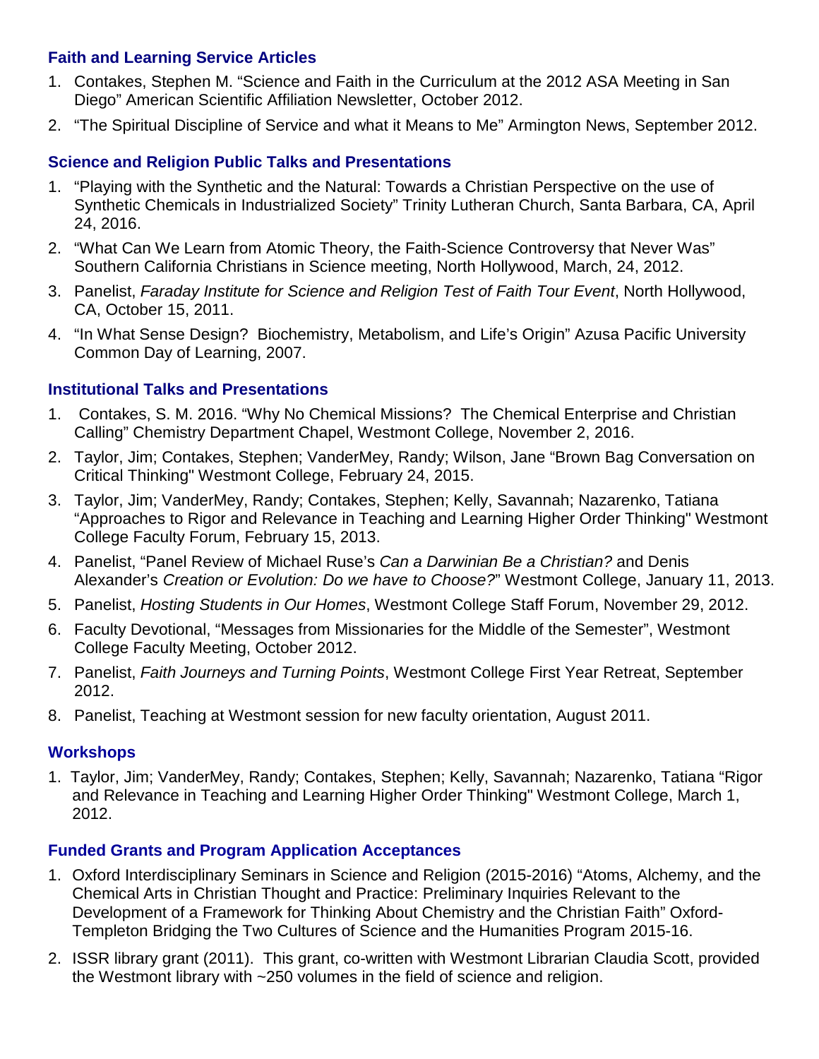### Faith and Learning Service Articles

1. Contakes, Stephen M. "Science and Faith in the Curriculum at the 2012 ASA Meeting in San Diego" American Scientific Affiliation Newsletter, October 2012.
2. "The Spiritual Discipline of Service and what it Means to Me" Armington News, September 2012.

### Science and Religion Public Talks and Presentations

1. "Playing with the Synthetic and the Natural: Towards a Christian Perspective on the use of Synthetic Chemicals in Industrialized Society" Trinity Lutheran Church, Santa Barbara, CA, April 24, 2016.
2. "What Can We Learn from Atomic Theory, the Faith-Science Controversy that Never Was" Southern California Christians in Science meeting, North Hollywood, March, 24, 2012.
3. Panelist, *Faraday Institute for Science and Religion Test of Faith Tour Event*, North Hollywood, CA, October 15, 2011.
4. "In What Sense Design? Biochemistry, Metabolism, and Life's Origin" Azusa Pacific University Common Day of Learning, 2007.

### Institutional Talks and Presentations

1. Contakes, S. M. 2016. "Why No Chemical Missions? The Chemical Enterprise and Christian Calling" Chemistry Department Chapel, Westmont College, November 2, 2016.
2. Taylor, Jim; Contakes, Stephen; VanderMey, Randy; Wilson, Jane "Brown Bag Conversation on Critical Thinking" Westmont College, February 24, 2015.
3. Taylor, Jim; VanderMey, Randy; Contakes, Stephen; Kelly, Savannah; Nazarenko, Tatiana "Approaches to Rigor and Relevance in Teaching and Learning Higher Order Thinking" Westmont College Faculty Forum, February 15, 2013.
4. Panelist, "Panel Review of Michael Ruse's *Can a Darwinian Be a Christian?* and Denis Alexander's *Creation or Evolution: Do we have to Choose?*" Westmont College, January 11, 2013.
5. Panelist, *Hosting Students in Our Homes*, Westmont College Staff Forum, November 29, 2012.
6. Faculty Devotional, "Messages from Missionaries for the Middle of the Semester", Westmont College Faculty Meeting, October 2012.
7. Panelist, *Faith Journeys and Turning Points*, Westmont College First Year Retreat, September 2012.
8. Panelist, Teaching at Westmont session for new faculty orientation, August 2011.

### Workshops

1. Taylor, Jim; VanderMey, Randy; Contakes, Stephen; Kelly, Savannah; Nazarenko, Tatiana "Rigor and Relevance in Teaching and Learning Higher Order Thinking" Westmont College, March 1, 2012.

### Funded Grants and Program Application Acceptances

1. Oxford Interdisciplinary Seminars in Science and Religion (2015-2016) "Atoms, Alchemy, and the Chemical Arts in Christian Thought and Practice: Preliminary Inquiries Relevant to the Development of a Framework for Thinking About Chemistry and the Christian Faith" Oxford-Templeton Bridging the Two Cultures of Science and the Humanities Program 2015-16.
2. ISSR library grant (2011). This grant, co-written with Westmont Librarian Claudia Scott, provided the Westmont library with ~250 volumes in the field of science and religion.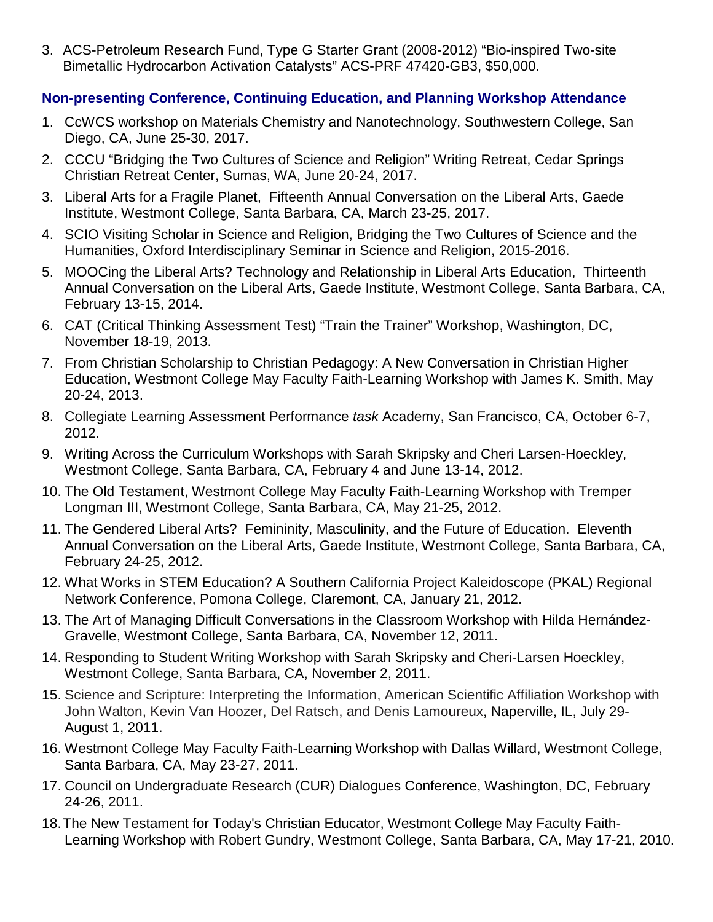3. ACS-Petroleum Research Fund, Type G Starter Grant (2008-2012) "Bio-inspired Two-site Bimetallic Hydrocarbon Activation Catalysts" ACS-PRF 47420-GB3, $50,000.

### Non-presenting Conference, Continuing Education, and Planning Workshop Attendance

1. CcWCS workshop on Materials Chemistry and Nanotechnology, Southwestern College, San Diego, CA, June 25-30, 2017.
2. CCCU "Bridging the Two Cultures of Science and Religion" Writing Retreat, Cedar Springs Christian Retreat Center, Sumas, WA, June 20-24, 2017.
3. Liberal Arts for a Fragile Planet, Fifteenth Annual Conversation on the Liberal Arts, Gaede Institute, Westmont College, Santa Barbara, CA, March 23-25, 2017.
4. SCIO Visiting Scholar in Science and Religion, Bridging the Two Cultures of Science and the Humanities, Oxford Interdisciplinary Seminar in Science and Religion, 2015-2016.
5. MOOCing the Liberal Arts? Technology and Relationship in Liberal Arts Education, Thirteenth Annual Conversation on the Liberal Arts, Gaede Institute, Westmont College, Santa Barbara, CA, February 13-15, 2014.
6. CAT (Critical Thinking Assessment Test) "Train the Trainer" Workshop, Washington, DC, November 18-19, 2013.
7. From Christian Scholarship to Christian Pedagogy: A New Conversation in Christian Higher Education, Westmont College May Faculty Faith-Learning Workshop with James K. Smith, May 20-24, 2013.
8. Collegiate Learning Assessment Performance *task* Academy, San Francisco, CA, October 6-7, 2012.
9. Writing Across the Curriculum Workshops with Sarah Skripsky and Cheri Larsen-Hoeckley, Westmont College, Santa Barbara, CA, February 4 and June 13-14, 2012.
10. The Old Testament, Westmont College May Faculty Faith-Learning Workshop with Tremper Longman III, Westmont College, Santa Barbara, CA, May 21-25, 2012.
11. The Gendered Liberal Arts? Femininity, Masculinity, and the Future of Education. Eleventh Annual Conversation on the Liberal Arts, Gaede Institute, Westmont College, Santa Barbara, CA, February 24-25, 2012.
12. What Works in STEM Education? A Southern California Project Kaleidoscope (PKAL) Regional Network Conference, Pomona College, Claremont, CA, January 21, 2012.
13. The Art of Managing Difficult Conversations in the Classroom Workshop with Hilda Hernández-Gravelle, Westmont College, Santa Barbara, CA, November 12, 2011.
14. Responding to Student Writing Workshop with Sarah Skripsky and Cheri-Larsen Hoeckley, Westmont College, Santa Barbara, CA, November 2, 2011.
15. Science and Scripture: Interpreting the Information, American Scientific Affiliation Workshop with John Walton, Kevin Van Hoozer, Del Ratsch, and Denis Lamoureux, Naperville, IL, July 29-August 1, 2011.
16. Westmont College May Faculty Faith-Learning Workshop with Dallas Willard, Westmont College, Santa Barbara, CA, May 23-27, 2011.
17. Council on Undergraduate Research (CUR) Dialogues Conference, Washington, DC, February 24-26, 2011.
18. The New Testament for Today's Christian Educator, Westmont College May Faculty Faith-Learning Workshop with Robert Gundry, Westmont College, Santa Barbara, CA, May 17-21, 2010.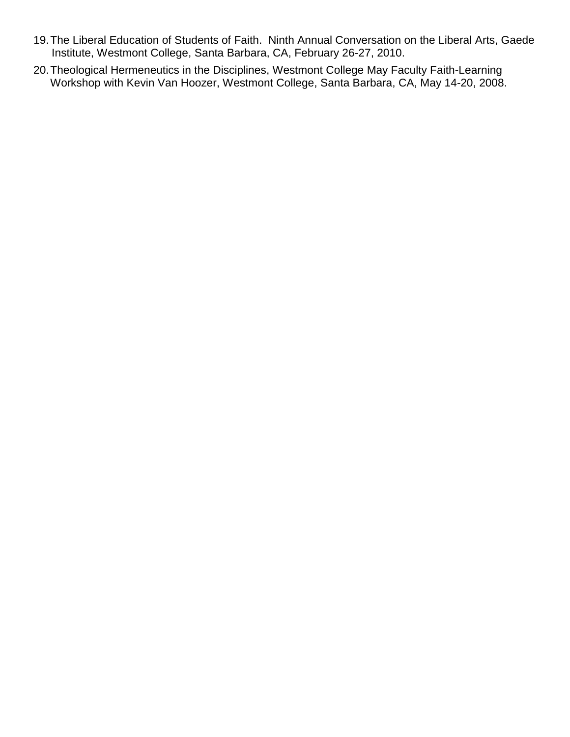19. The Liberal Education of Students of Faith. Ninth Annual Conversation on the Liberal Arts, Gaede Institute, Westmont College, Santa Barbara, CA, February 26-27, 2010.
20. Theological Hermeneutics in the Disciplines, Westmont College May Faculty Faith-Learning Workshop with Kevin Van Hoozer, Westmont College, Santa Barbara, CA, May 14-20, 2008.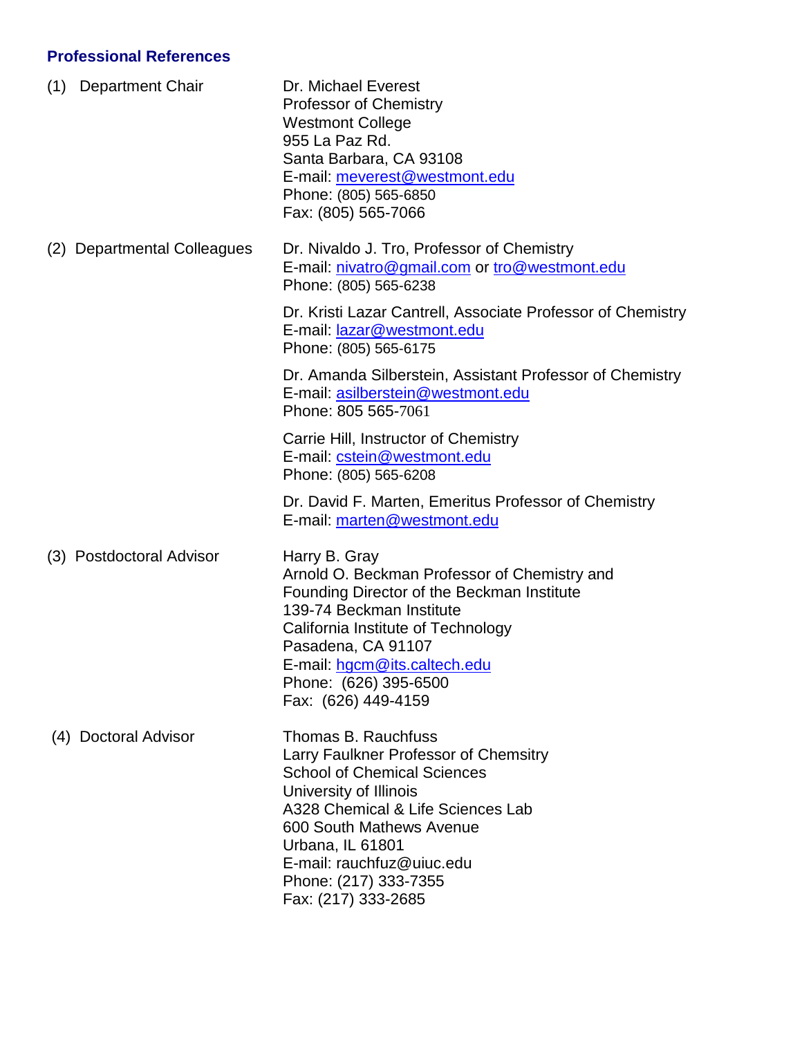## Professional References

(1) Department Chair

Dr. Michael Everest
Professor of Chemistry
Westmont College
955 La Paz Rd.
Santa Barbara, CA 93108
E-mail: meverest@westmont.edu
Phone: (805) 565-6850
Fax: (805) 565-7066

(2) Departmental Colleagues

Dr. Nivaldo J. Tro, Professor of Chemistry
E-mail: nivatro@gmail.com or tro@westmont.edu
Phone: (805) 565-6238

Dr. Kristi Lazar Cantrell, Associate Professor of Chemistry
E-mail: lazar@westmont.edu
Phone: (805) 565-6175

Dr. Amanda Silberstein, Assistant Professor of Chemistry
E-mail: asilberstein@westmont.edu
Phone: 805 565-7061

Carrie Hill, Instructor of Chemistry
E-mail: cstein@westmont.edu
Phone: (805) 565-6208

Dr. David F. Marten, Emeritus Professor of Chemistry
E-mail: marten@westmont.edu

(3) Postdoctoral Advisor

Harry B. Gray
Arnold O. Beckman Professor of Chemistry and
Founding Director of the Beckman Institute
139-74 Beckman Institute
California Institute of Technology
Pasadena, CA 91107
E-mail: hgcm@its.caltech.edu
Phone: (626) 395-6500
Fax: (626) 449-4159

(4) Doctoral Advisor

Thomas B. Rauchfuss
Larry Faulkner Professor of Chemsitry
School of Chemical Sciences
University of Illinois
A328 Chemical & Life Sciences Lab
600 South Mathews Avenue
Urbana, IL 61801
E-mail: rauchfuz@uiuc.edu
Phone: (217) 333-7355
Fax: (217) 333-2685